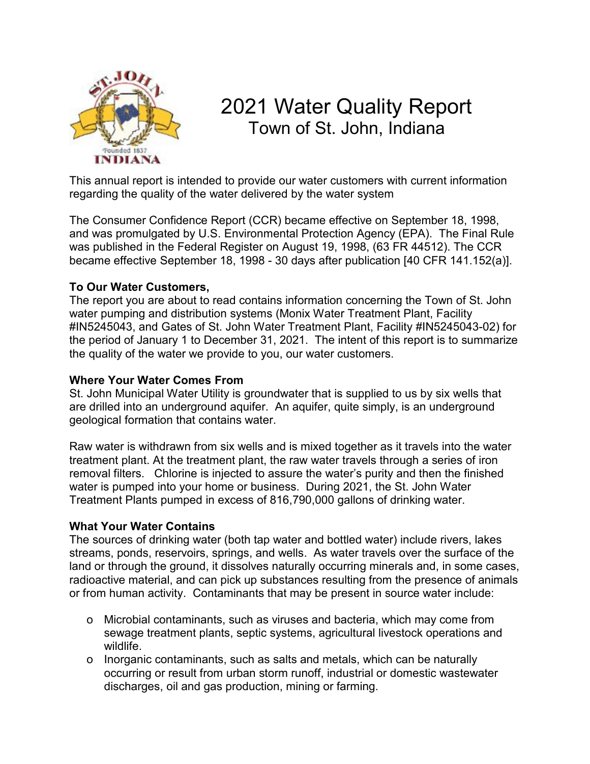# 2021 Water Quality Report

## Town of St. John, Indiana

This annual report is intended to provide our water customers with current information regarding the quality of the water delivered by the water system

The Consumer Confidence Report (CCR) became effective on September 18, 1998, and was promulgated by U.S. Environmental Protection Agency (EPA). The Final Rule was published in the Federal Register on August 19, 1998, (63 FR 44512). The CCR became effective September 18, 1998 - 30 days after publication [40 CFR 141.152(a)].

**To Our Water Customers,**

The report you are about to read contains information concerning the Town of St. John water pumping and distribution systems (Monix Water Treatment Plant, Facility #IN5245043, and Gates of St. John Water Treatment Plant, Facility #IN5245043-02) for the period of January 1 to December 31, 2021. The intent of this report is to summarize the quality of the water we provide to you, our water customers.

**Where Your Water Comes From**

St. John Municipal Water Utility is groundwater that is supplied to us by six wells that are drilled into an underground aquifer. An aquifer, quite simply, is an underground geological formation that contains water.

Raw water is withdrawn from six wells and is mixed together as it travels into the water treatment plant. At the treatment plant, the raw water travels through a series of iron removal filters. Chlorine is injected to assure the water's purity and then the finished water is pumped into your home or business. During 2021, the St. John Water Treatment Plants pumped in excess of 816,790,000 gallons of drinking water.

**What Your Water Contains**

The sources of drinking water (both tap water and bottled water) include rivers, lakes streams, ponds, reservoirs, springs, and wells. As water travels over the surface of the land or through the ground, it dissolves naturally occurring minerals and, in some cases, radioactive material, and can pick up substances resulting from the presence of animals or from human activity. Contaminants that may be present in source water include:

- Microbial contaminants, such as viruses and bacteria, which may come from sewage treatment plants, septic systems, agricultural livestock operations and wildlife.
- Inorganic contaminants, such as salts and metals, which can be naturally occurring or result from urban storm runoff, industrial or domestic wastewater discharges, oil and gas production, mining or farming.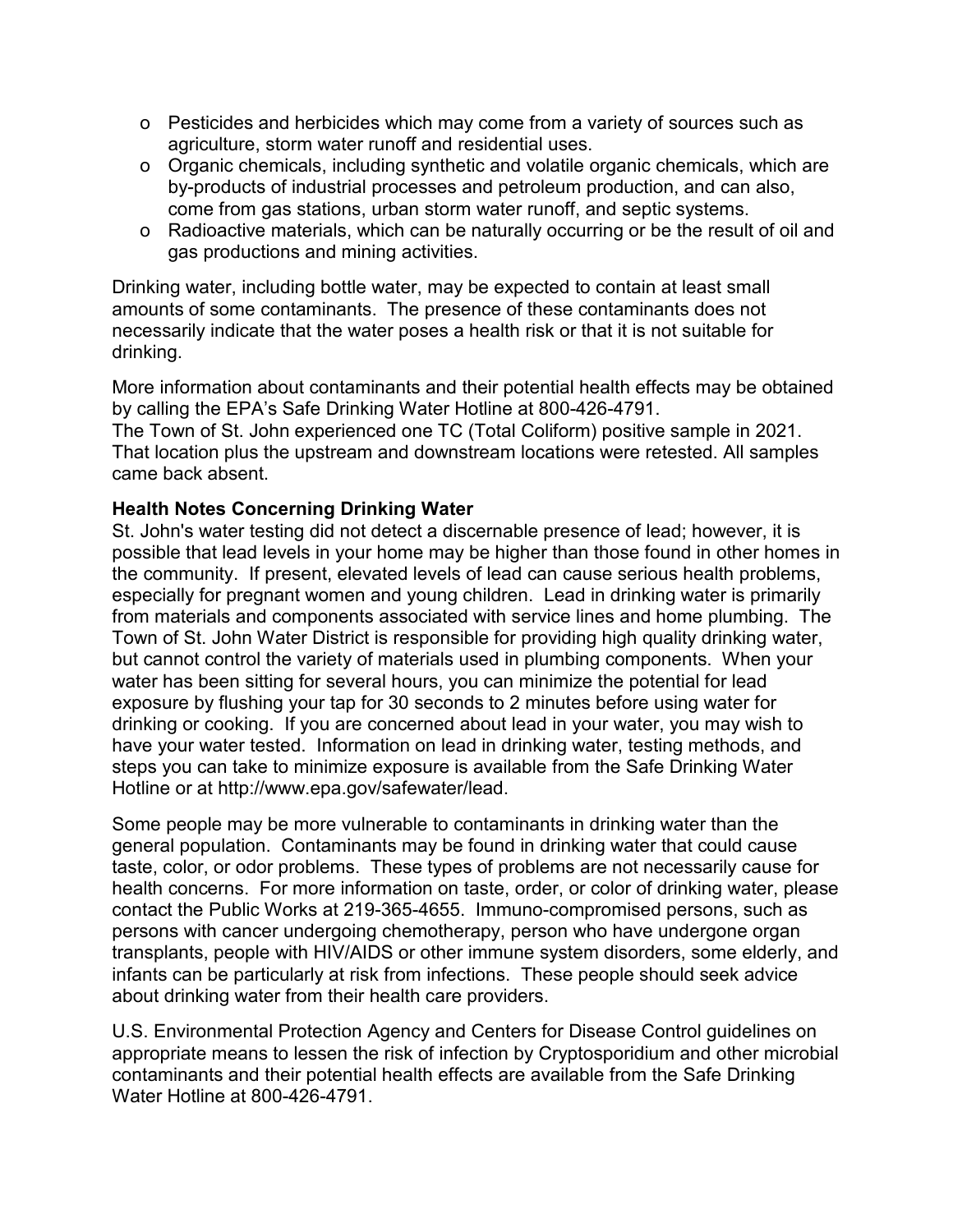- Pesticides and herbicides which may come from a variety of sources such as agriculture, storm water runoff and residential uses.
- Organic chemicals, including synthetic and volatile organic chemicals, which are by-products of industrial processes and petroleum production, and can also, come from gas stations, urban storm water runoff, and septic systems.
- Radioactive materials, which can be naturally occurring or be the result of oil and gas productions and mining activities.

Drinking water, including bottle water, may be expected to contain at least small amounts of some contaminants. The presence of these contaminants does not necessarily indicate that the water poses a health risk or that it is not suitable for drinking.

More information about contaminants and their potential health effects may be obtained by calling the EPA's Safe Drinking Water Hotline at 800-426-4791.
The Town of St. John experienced one TC (Total Coliform) positive sample in 2021. That location plus the upstream and downstream locations were retested. All samples came back absent.

**Health Notes Concerning Drinking Water**

St. John's water testing did not detect a discernable presence of lead; however, it is possible that lead levels in your home may be higher than those found in other homes in the community. If present, elevated levels of lead can cause serious health problems, especially for pregnant women and young children. Lead in drinking water is primarily from materials and components associated with service lines and home plumbing. The Town of St. John Water District is responsible for providing high quality drinking water, but cannot control the variety of materials used in plumbing components. When your water has been sitting for several hours, you can minimize the potential for lead exposure by flushing your tap for 30 seconds to 2 minutes before using water for drinking or cooking. If you are concerned about lead in your water, you may wish to have your water tested. Information on lead in drinking water, testing methods, and steps you can take to minimize exposure is available from the Safe Drinking Water Hotline or at http://www.epa.gov/safewater/lead.

Some people may be more vulnerable to contaminants in drinking water than the general population. Contaminants may be found in drinking water that could cause taste, color, or odor problems. These types of problems are not necessarily cause for health concerns. For more information on taste, order, or color of drinking water, please contact the Public Works at 219-365-4655. Immuno-compromised persons, such as persons with cancer undergoing chemotherapy, person who have undergone organ transplants, people with HIV/AIDS or other immune system disorders, some elderly, and infants can be particularly at risk from infections. These people should seek advice about drinking water from their health care providers.

U.S. Environmental Protection Agency and Centers for Disease Control guidelines on appropriate means to lessen the risk of infection by Cryptosporidium and other microbial contaminants and their potential health effects are available from the Safe Drinking Water Hotline at 800-426-4791.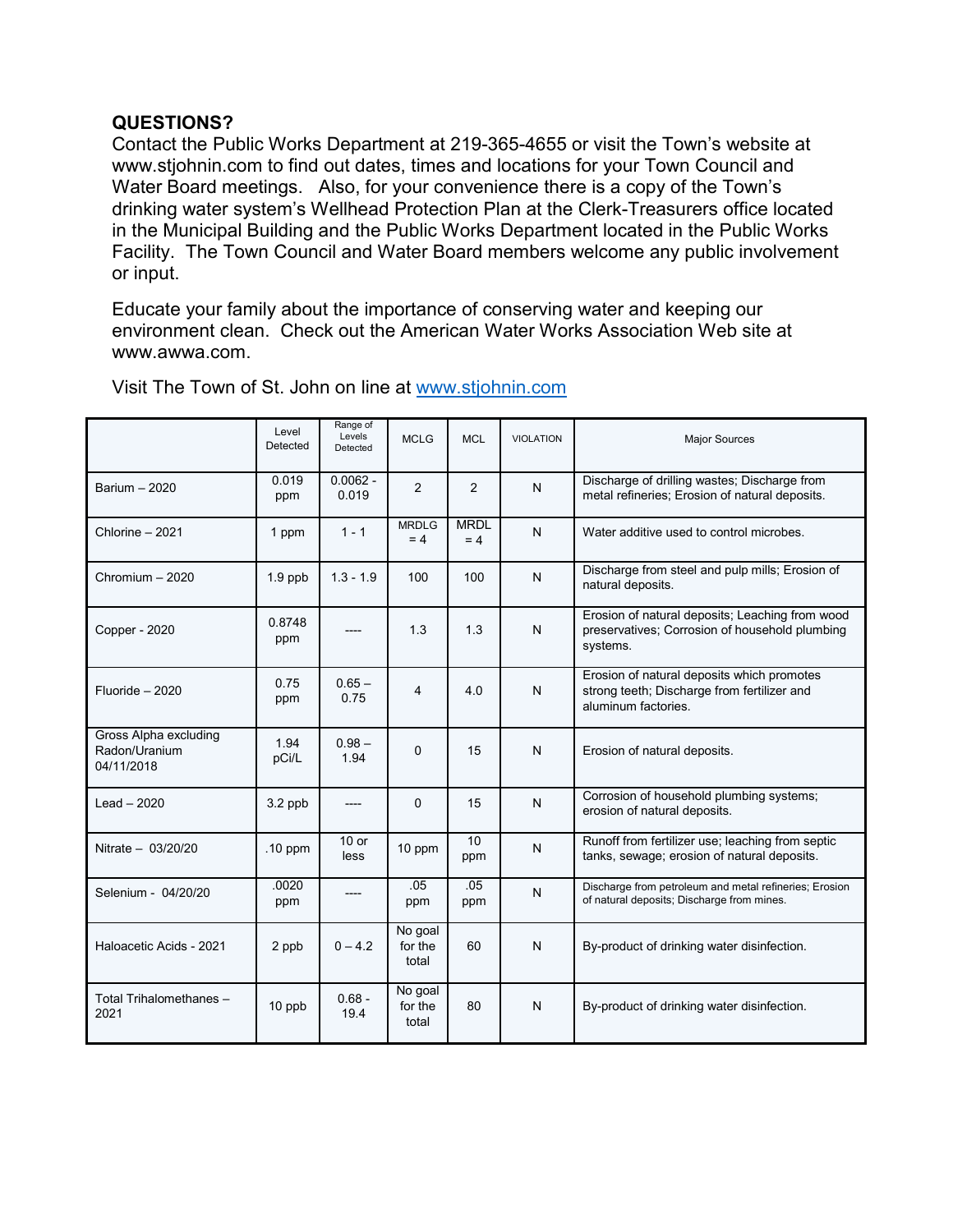**QUESTIONS?**

Contact the Public Works Department at 219-365-4655 or visit the Town's website at www.stjohnin.com to find out dates, times and locations for your Town Council and Water Board meetings. Also, for your convenience there is a copy of the Town's drinking water system's Wellhead Protection Plan at the Clerk-Treasurers office located in the Municipal Building and the Public Works Department located in the Public Works Facility. The Town Council and Water Board members welcome any public involvement or input.

Educate your family about the importance of conserving water and keeping our environment clean. Check out the American Water Works Association Web site at www.awwa.com.

Visit The Town of St. John on line at [www.stjohnin.com](www.stjohnin.com)

| | Level Detected | Range of Levels Detected | MCLG | MCL | VIOLATION | Major Sources |
|---|---|---|---|---|---|---|
| Barium – 2020 | 0.019 ppm | 0.0062 - 0.019 | 2 | 2 | N | Discharge of drilling wastes; Discharge from metal refineries; Erosion of natural deposits. |
| Chlorine – 2021 | 1 ppm | 1 - 1 | MRDLG = 4 | MRDL = 4 | N | Water additive used to control microbes. |
| Chromium – 2020 | 1.9 ppb | 1.3 - 1.9 | 100 | 100 | N | Discharge from steel and pulp mills; Erosion of natural deposits. |
| Copper - 2020 | 0.8748 ppm | ---- | 1.3 | 1.3 | N | Erosion of natural deposits; Leaching from wood preservatives; Corrosion of household plumbing systems. |
| Fluoride – 2020 | 0.75 ppm | 0.65 – 0.75 | 4 | 4.0 | N | Erosion of natural deposits which promotes strong teeth; Discharge from fertilizer and aluminum factories. |
| Gross Alpha excluding Radon/Uranium 04/11/2018 | 1.94 pCi/L | 0.98 – 1.94 | 0 | 15 | N | Erosion of natural deposits. |
| Lead – 2020 | 3.2 ppb | ---- | 0 | 15 | N | Corrosion of household plumbing systems; erosion of natural deposits. |
| Nitrate – 03/20/20 | .10 ppm | 10 or less | 10 ppm | 10 ppm | N | Runoff from fertilizer use; leaching from septic tanks, sewage; erosion of natural deposits. |
| Selenium - 04/20/20 | .0020 ppm | ---- | .05 ppm | .05 ppm | N | Discharge from petroleum and metal refineries; Erosion of natural deposits; Discharge from mines. |
| Haloacetic Acids - 2021 | 2 ppb | 0 – 4.2 | No goal for the total | 60 | N | By-product of drinking water disinfection. |
| Total Trihalomethanes – 2021 | 10 ppb | 0.68 - 19.4 | No goal for the total | 80 | N | By-product of drinking water disinfection. |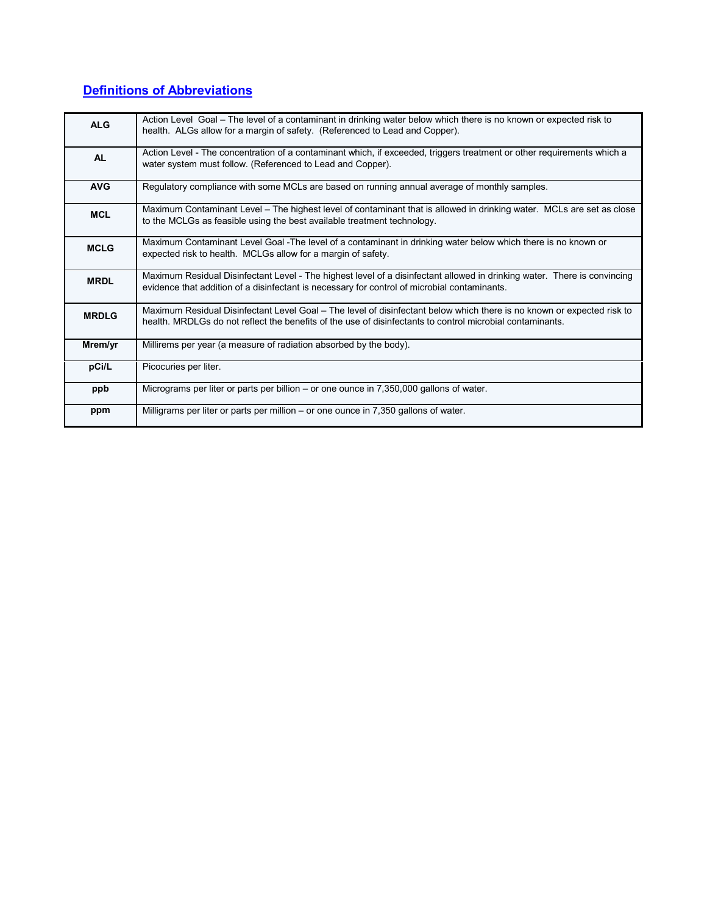## Definitions of Abbreviations

| | |
|---|---|
| **ALG** | Action Level  Goal – The level of a contaminant in drinking water below which there is no known or expected risk to health.  ALGs allow for a margin of safety.  (Referenced to Lead and Copper). |
| **AL** | Action Level - The concentration of a contaminant which, if exceeded, triggers treatment or other requirements which a water system must follow. (Referenced to Lead and Copper). |
| **AVG** | Regulatory compliance with some MCLs are based on running annual average of monthly samples. |
| **MCL** | Maximum Contaminant Level – The highest level of contaminant that is allowed in drinking water.  MCLs are set as close to the MCLGs as feasible using the best available treatment technology. |
| **MCLG** | Maximum Contaminant Level Goal -The level of a contaminant in drinking water below which there is no known or expected risk to health.  MCLGs allow for a margin of safety. |
| **MRDL** | Maximum Residual Disinfectant Level - The highest level of a disinfectant allowed in drinking water.  There is convincing evidence that addition of a disinfectant is necessary for control of microbial contaminants. |
| **MRDLG** | Maximum Residual Disinfectant Level Goal – The level of disinfectant below which there is no known or expected risk to health. MRDLGs do not reflect the benefits of the use of disinfectants to control microbial contaminants. |
| **Mrem/yr** | Millirems per year (a measure of radiation absorbed by the body). |
| **pCi/L** | Picocuries per liter. |
| **ppb** | Micrograms per liter or parts per billion – or one ounce in 7,350,000 gallons of water. |
| **ppm** | Milligrams per liter or parts per million – or one ounce in 7,350 gallons of water. |